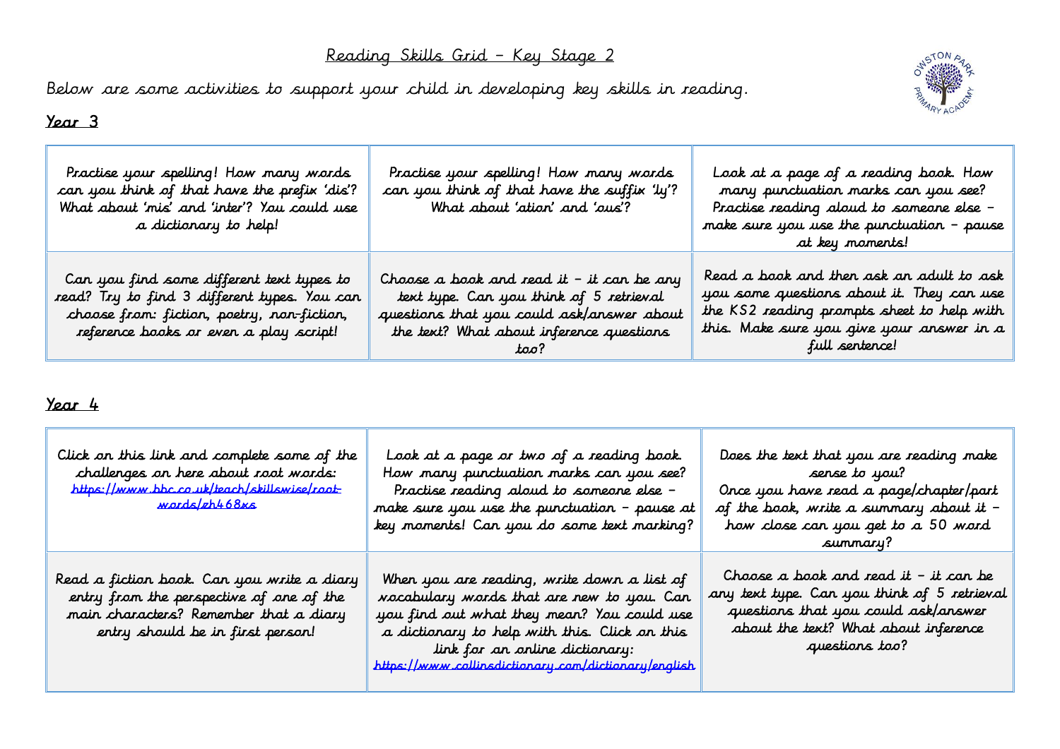# Reading Skills Grid – Key Stage 2

Below are some activities to support your child in developing key skills in reading.

## Year 3

| | | |
|---|---|---|
| Practise your spelling! How many words can you think of that have the prefix 'dis'? What about 'mis' and 'inter'? You could use a dictionary to help! | Practise your spelling! How many words can you think of that have the suffix 'ly'? What about 'ation' and 'ous'? | Look at a page of a reading book. How many punctuation marks can you see? Practise reading aloud to someone else – make sure you use the punctuation – pause at key moments! |
| Can you find some different text types to read? Try to find 3 different types. You can choose from: fiction, poetry, non-fiction, reference books or even a play script! | Choose a book and read it – it can be any text type. Can you think of 5 retrieval questions that you could ask/answer about the text? What about inference questions too? | Read a book and then ask an adult to ask you some questions about it. They can use the KS2 reading prompts sheet to help with this. Make sure you give your answer in a full sentence! |

## Year 4

| | | |
|---|---|---|
| Click on this link and complete some of the challenges on here about root words: [https://www.bbc.co.uk/teach/skillswise/root-words/zh468xs](https://www.bbc.co.uk/teach/skillswise/root-words/zh468xs) | Look at a page or two of a reading book. How many punctuation marks can you see? Practise reading aloud to someone else – make sure you use the punctuation – pause at key moments! Can you do some text marking? | Does the text that you are reading make sense to you? Once you have read a page/chapter/part of the book, write a summary about it – how close can you get to a 50 word summary? |
| Read a fiction book. Can you write a diary entry from the perspective of one of the main characters? Remember that a diary entry should be in first person! | When you are reading, write down a list of vocabulary words that are new to you. Can you find out what they mean? You could use a dictionary to help with this. Click on this link for an online dictionary: [https://www.collinsdictionary.com/dictionary/english](https://www.collinsdictionary.com/dictionary/english) | Choose a book and read it – it can be any text type. Can you think of 5 retrieval questions that you could ask/answer about the text? What about inference questions too? |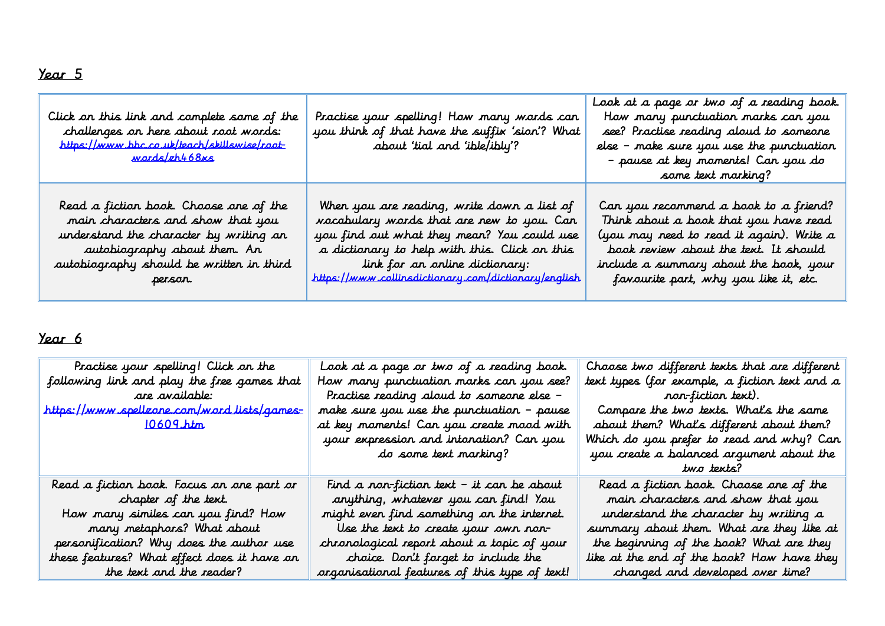Year 5

| | | |
|---|---|---|
| Click on this link and complete some of the challenges on here about root words: https://www.bbc.co.uk/teach/skillswise/root-words/zh468xs | Practise your spelling! How many words can you think of that have the suffix 'sion'? What about 'tial and 'ible/ibly'? | Look at a page or two of a reading book. How many punctuation marks can you see? Practise reading aloud to someone else – make sure you use the punctuation – pause at key moments! Can you do some text marking? |
| Read a fiction book. Choose one of the main characters and show that you understand the character by writing an autobiography about them. An autobiography should be written in third person. | When you are reading, write down a list of vocabulary words that are new to you. Can you find out what they mean? You could use a dictionary to help with this. Click on this link for an online dictionary: https://www.collinsdictionary.com/dictionary/english | Can you recommend a book to a friend? Think about a book that you have read (you may need to read it again). Write a book review about the text. It should include a summary about the book, your favourite part, why you like it, etc. |

Year 6

| | | |
|---|---|---|
| Practise your spelling! Click on the following link and play the free games that are available: https://www.spellzone.com/word_lists/games-10609.htm | Look at a page or two of a reading book. How many punctuation marks can you see? Practise reading aloud to someone else – make sure you use the punctuation – pause at key moments! Can you create mood with your expression and intonation? Can you do some text marking? | Choose two different texts that are different text types (for example, a fiction text and a non-fiction text). Compare the two texts. What's the same about them? What's different about them? Which do you prefer to read and why? Can you create a balanced argument about the two texts? |
| Read a fiction book. Focus on one part or chapter of the text. How many similes can you find? How many metaphors? What about personification? Why does the author use these features? What effect does it have on the text and the reader? | Find a non-fiction text – it can be about anything, whatever you can find! You might even find something on the internet. Use the text to create your own non-chronological report about a topic of your choice. Don't forget to include the organisational features of this type of text! | Read a fiction book. Choose one of the main characters and show that you understand the character by writing a summary about them. What are they like at the beginning of the book? What are they like at the end of the book? How have they changed and developed over time? |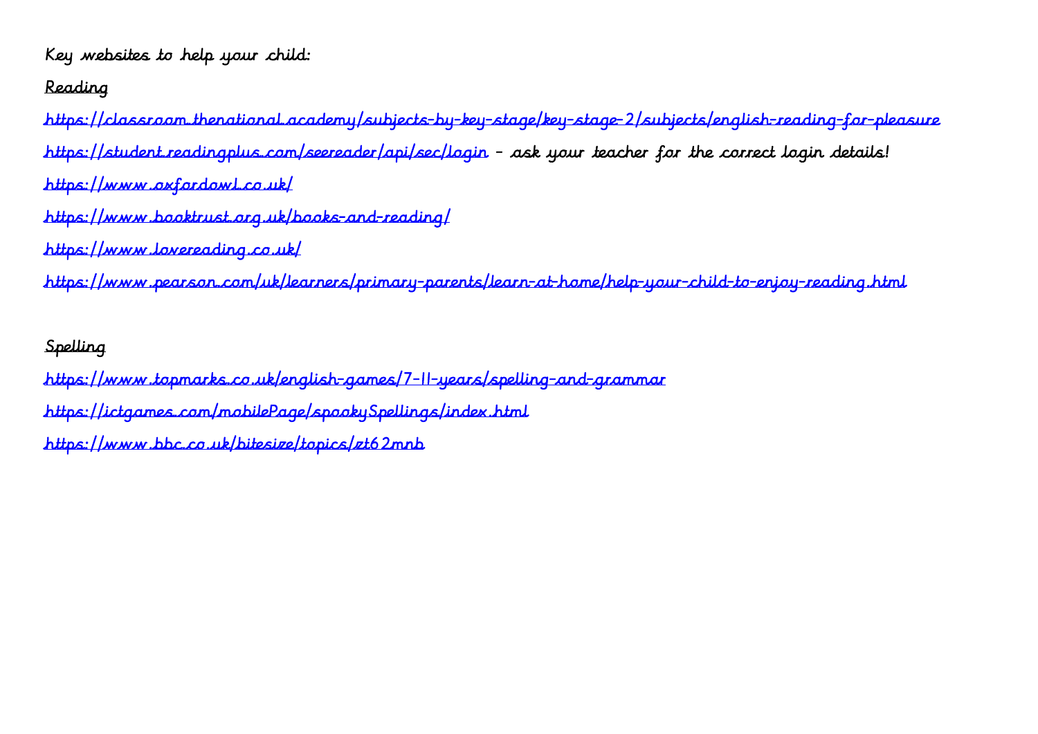Key websites to help your child:

<u>Reading</u>

https://classroom.thenational.academy/subjects-by-key-stage/key-stage-2/subjects/english-reading-for-pleasure

https://student.readingplus.com/seereader/api/sec/login – ask your teacher for the correct login details!

https://www.oxfordowl.co.uk/

https://www.booktrust.org.uk/books-and-reading/

https://www.lovereading.co.uk/

https://www.pearson.com/uk/learners/primary-parents/learn-at-home/help-your-child-to-enjoy-reading.html

<u>Spelling</u>

https://www.topmarks.co.uk/english-games/7-11-years/spelling-and-grammar

https://ictgames.com/mobilePage/spookySpellings/index.html

https://www.bbc.co.uk/bitesize/topics/zt62mnb